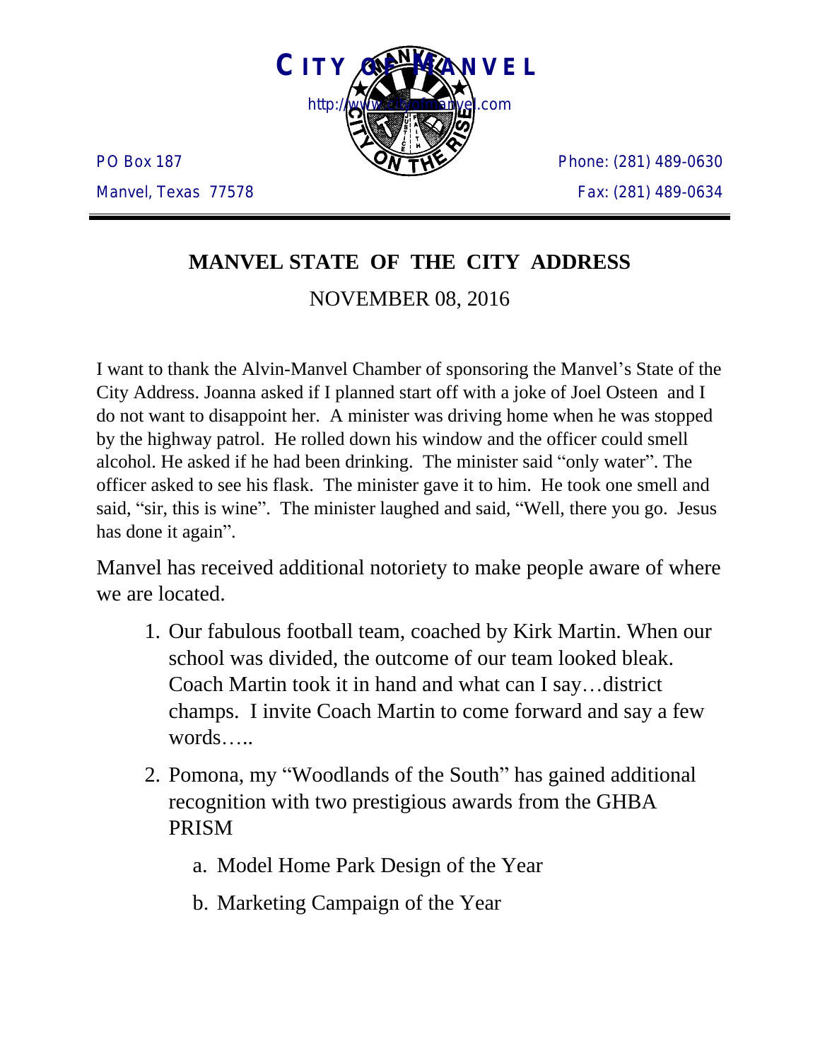**CITY OF MANVEL**

http://www.cityofmanvel.com

PO Box 187
Manvel, Texas 77578

Phone: (281) 489-0630
Fax: (281) 489-0634

---

# MANVEL STATE OF THE CITY ADDRESS

NOVEMBER 08, 2016

I want to thank the Alvin-Manvel Chamber of sponsoring the Manvel's State of the City Address. Joanna asked if I planned start off with a joke of Joel Osteen and I do not want to disappoint her. A minister was driving home when he was stopped by the highway patrol. He rolled down his window and the officer could smell alcohol. He asked if he had been drinking. The minister said "only water". The officer asked to see his flask. The minister gave it to him. He took one smell and said, "sir, this is wine". The minister laughed and said, "Well, there you go. Jesus has done it again".

Manvel has received additional notoriety to make people aware of where we are located.

1. Our fabulous football team, coached by Kirk Martin. When our school was divided, the outcome of our team looked bleak. Coach Martin took it in hand and what can I say…district champs. I invite Coach Martin to come forward and say a few words…..
2. Pomona, my "Woodlands of the South" has gained additional recognition with two prestigious awards from the GHBA PRISM
   a. Model Home Park Design of the Year
   b. Marketing Campaign of the Year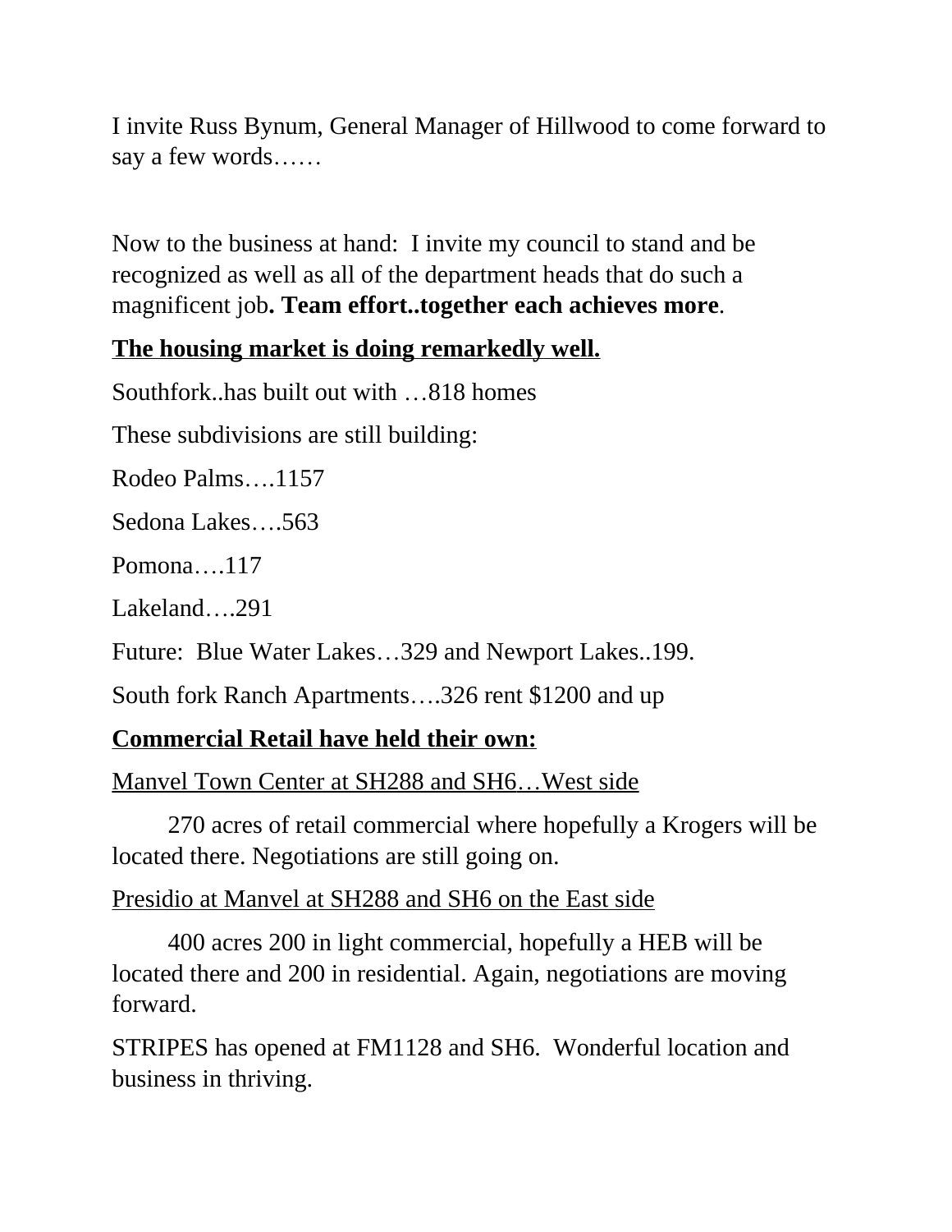I invite Russ Bynum, General Manager of Hillwood to come forward to say a few words……

Now to the business at hand: I invite my council to stand and be recognized as well as all of the department heads that do such a magnificent job**. Team effort..together each achieves more**.

**<u>The housing market is doing remarkedly well.</u>**

Southfork..has built out with …818 homes

These subdivisions are still building:

Rodeo Palms….1157

Sedona Lakes….563

Pomona….117

Lakeland….291

Future: Blue Water Lakes…329 and Newport Lakes..199.

South fork Ranch Apartments….326 rent $1200 and up

**<u>Commercial Retail have held their own:</u>**

<u>Manvel Town Center at SH288 and SH6…West side</u>

270 acres of retail commercial where hopefully a Krogers will be located there. Negotiations are still going on.

<u>Presidio at Manvel at SH288 and SH6 on the East side</u>

400 acres 200 in light commercial, hopefully a HEB will be located there and 200 in residential. Again, negotiations are moving forward.

STRIPES has opened at FM1128 and SH6. Wonderful location and business in thriving.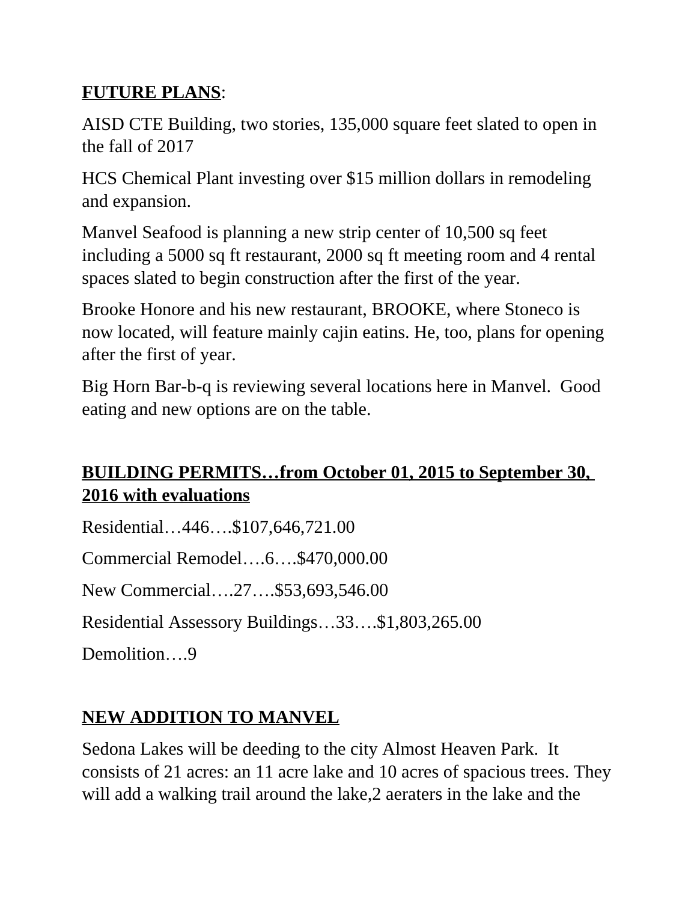**FUTURE PLANS**:

AISD CTE Building, two stories, 135,000 square feet slated to open in the fall of 2017

HCS Chemical Plant investing over $15 million dollars in remodeling and expansion.

Manvel Seafood is planning a new strip center of 10,500 sq feet including a 5000 sq ft restaurant, 2000 sq ft meeting room and 4 rental spaces slated to begin construction after the first of the year.

Brooke Honore and his new restaurant, BROOKE, where Stoneco is now located, will feature mainly cajin eatins. He, too, plans for opening after the first of year.

Big Horn Bar-b-q is reviewing several locations here in Manvel. Good eating and new options are on the table.

**BUILDING PERMITS…from October 01, 2015 to September 30, 2016 with evaluations**

Residential…446….$107,646,721.00

Commercial Remodel….6….$470,000.00

New Commercial….27….$53,693,546.00

Residential Assessory Buildings…33….$1,803,265.00

Demolition….9

**NEW ADDITION TO MANVEL**

Sedona Lakes will be deeding to the city Almost Heaven Park. It consists of 21 acres: an 11 acre lake and 10 acres of spacious trees. They will add a walking trail around the lake,2 aeraters in the lake and the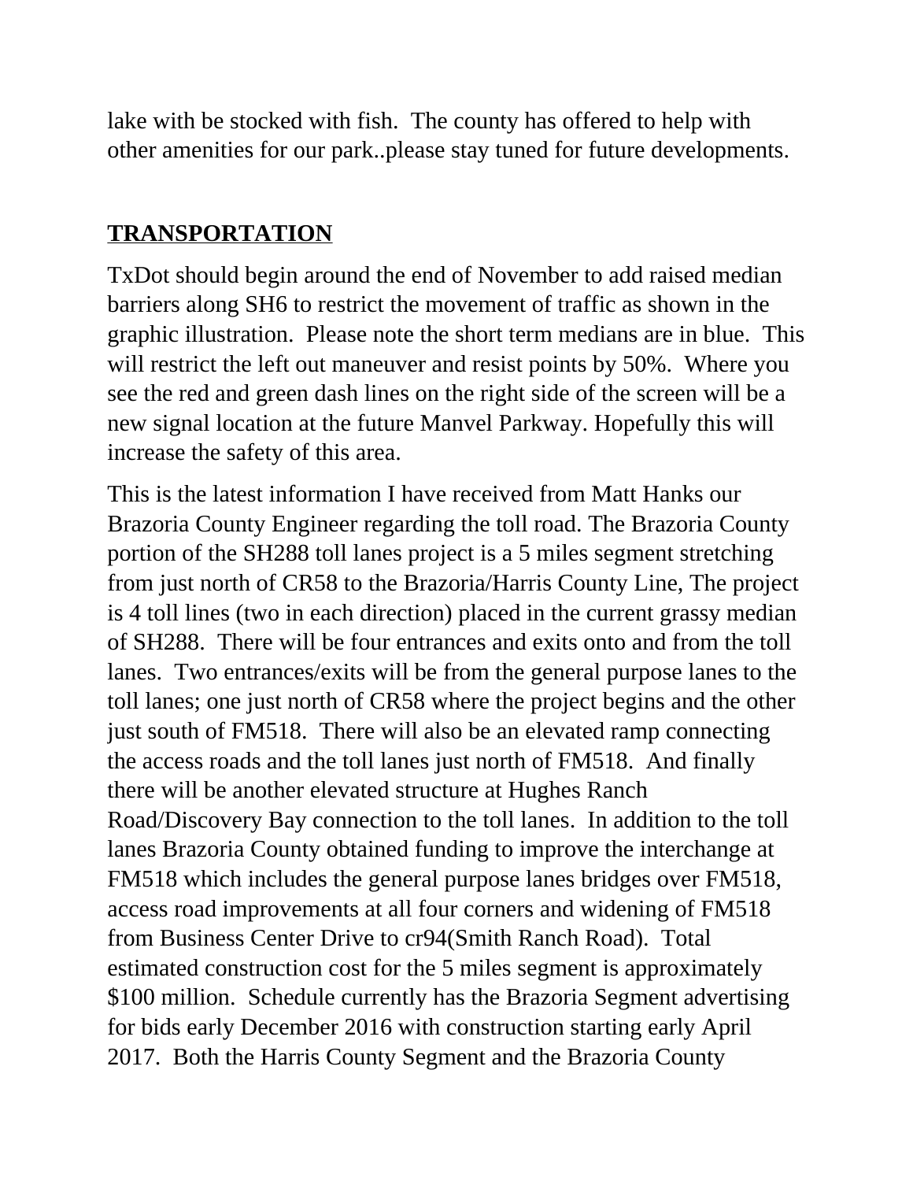lake with be stocked with fish.  The county has offered to help with other amenities for our park..please stay tuned for future developments.

## TRANSPORTATION

TxDot should begin around the end of November to add raised median barriers along SH6 to restrict the movement of traffic as shown in the graphic illustration.  Please note the short term medians are in blue.  This will restrict the left out maneuver and resist points by 50%.  Where you see the red and green dash lines on the right side of the screen will be a new signal location at the future Manvel Parkway. Hopefully this will increase the safety of this area.

This is the latest information I have received from Matt Hanks our Brazoria County Engineer regarding the toll road. The Brazoria County portion of the SH288 toll lanes project is a 5 miles segment stretching from just north of CR58 to the Brazoria/Harris County Line, The project is 4 toll lines (two in each direction) placed in the current grassy median of SH288.  There will be four entrances and exits onto and from the toll lanes.  Two entrances/exits will be from the general purpose lanes to the toll lanes; one just north of CR58 where the project begins and the other just south of FM518.  There will also be an elevated ramp connecting the access roads and the toll lanes just north of FM518.  And finally there will be another elevated structure at Hughes Ranch Road/Discovery Bay connection to the toll lanes.  In addition to the toll lanes Brazoria County obtained funding to improve the interchange at FM518 which includes the general purpose lanes bridges over FM518, access road improvements at all four corners and widening of FM518 from Business Center Drive to cr94(Smith Ranch Road).  Total estimated construction cost for the 5 miles segment is approximately $100 million.  Schedule currently has the Brazoria Segment advertising for bids early December 2016 with construction starting early April 2017.  Both the Harris County Segment and the Brazoria County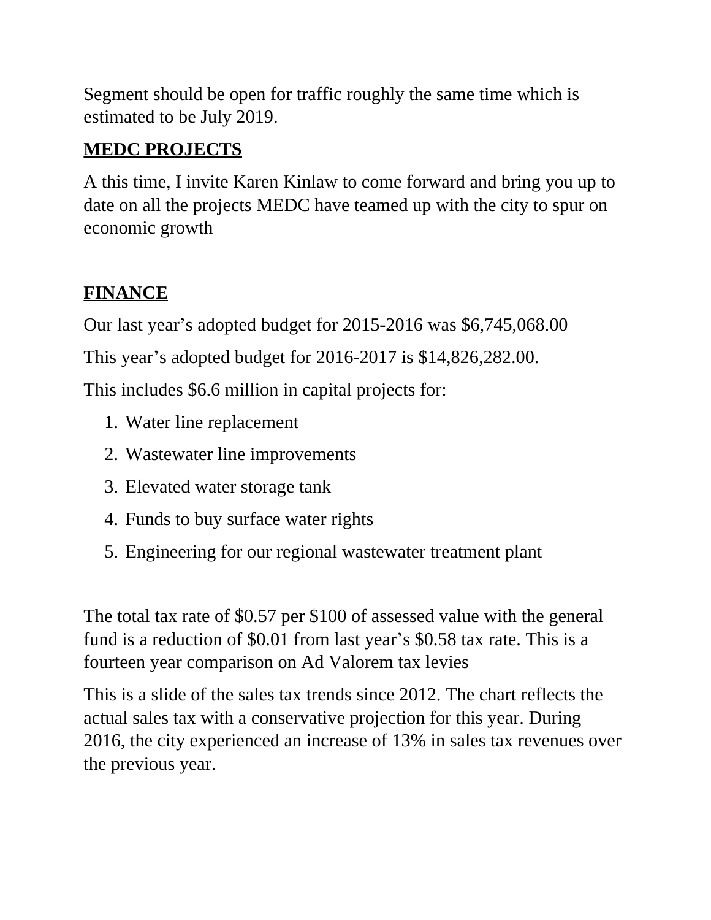Segment should be open for traffic roughly the same time which is estimated to be July 2019.

**MEDC PROJECTS**

A this time, I invite Karen Kinlaw to come forward and bring you up to date on all the projects MEDC have teamed up with the city to spur on economic growth

**FINANCE**

Our last year's adopted budget for 2015-2016 was $6,745,068.00

This year's adopted budget for 2016-2017 is $14,826,282.00.

This includes $6.6 million in capital projects for:

1. Water line replacement
2. Wastewater line improvements
3. Elevated water storage tank
4. Funds to buy surface water rights
5. Engineering for our regional wastewater treatment plant

The total tax rate of $0.57 per $100 of assessed value with the general fund is a reduction of $0.01 from last year's $0.58 tax rate. This is a fourteen year comparison on Ad Valorem tax levies

This is a slide of the sales tax trends since 2012. The chart reflects the actual sales tax with a conservative projection for this year. During 2016, the city experienced an increase of 13% in sales tax revenues over the previous year.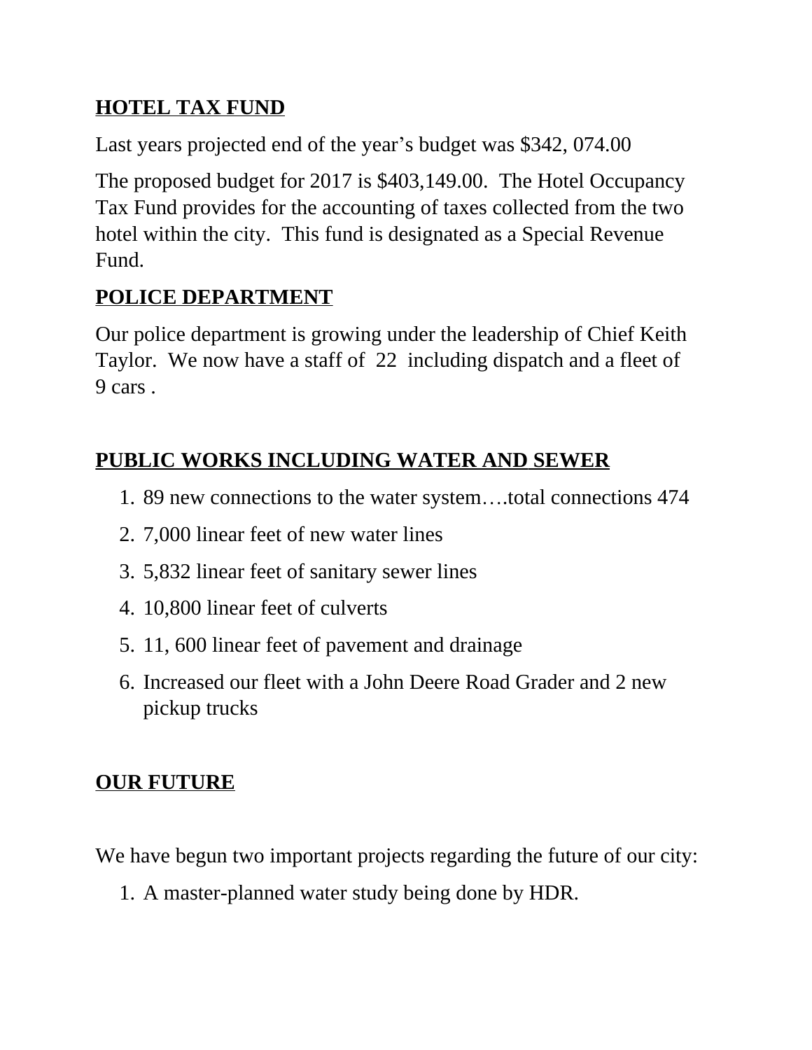## HOTEL TAX FUND

Last years projected end of the year's budget was $342, 074.00

The proposed budget for 2017 is $403,149.00. The Hotel Occupancy Tax Fund provides for the accounting of taxes collected from the two hotel within the city. This fund is designated as a Special Revenue Fund.

## POLICE DEPARTMENT

Our police department is growing under the leadership of Chief Keith Taylor. We now have a staff of 22 including dispatch and a fleet of 9 cars .

## PUBLIC WORKS INCLUDING WATER AND SEWER

1. 89 new connections to the water system….total connections 474
2. 7,000 linear feet of new water lines
3. 5,832 linear feet of sanitary sewer lines
4. 10,800 linear feet of culverts
5. 11, 600 linear feet of pavement and drainage
6. Increased our fleet with a John Deere Road Grader and 2 new pickup trucks

## OUR FUTURE

We have begun two important projects regarding the future of our city:

1. A master-planned water study being done by HDR.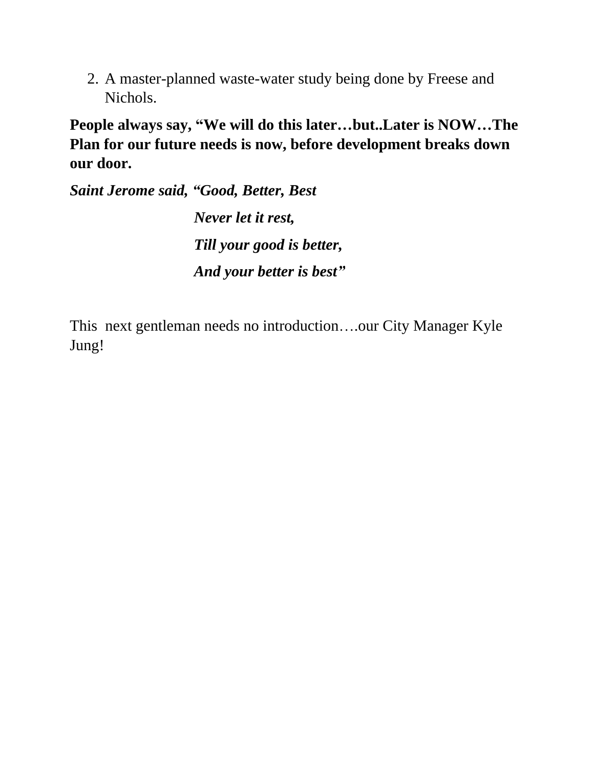2. A master-planned waste-water study being done by Freese and Nichols.

**People always say, "We will do this later…but..Later is NOW…The Plan for our future needs is now, before development breaks down our door.**

***Saint Jerome said, "Good, Better, Best***

***Never let it rest,***

***Till your good is better,***

***And your better is best"***

This  next gentleman needs no introduction….our City Manager Kyle Jung!